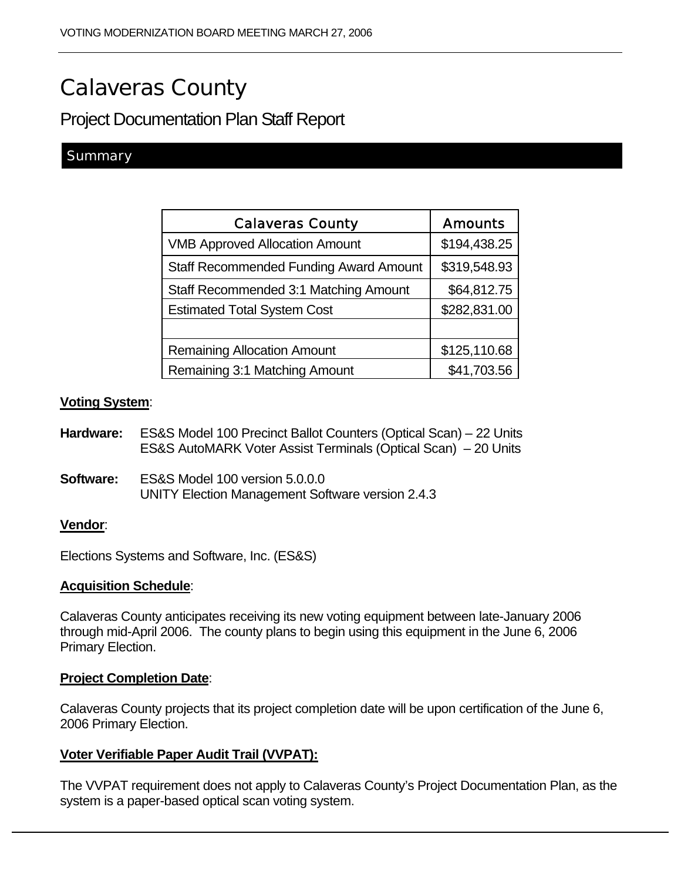# Calaveras County

## Project Documentation Plan Staff Report

### Summary

| Calaveras County | Amounts |
|---|---|
| VMB Approved Allocation Amount | $194,438.25 |
| Staff Recommended Funding Award Amount | $319,548.93 |
| Staff Recommended 3:1 Matching Amount | $64,812.75 |
| Estimated Total System Cost | $282,831.00 |
| | |
| Remaining Allocation Amount | $125,110.68 |
| Remaining 3:1 Matching Amount | $41,703.56 |

**Voting System**:

**Hardware:** ES&S Model 100 Precinct Ballot Counters (Optical Scan) – 22 Units
ES&S AutoMARK Voter Assist Terminals (Optical Scan) – 20 Units

**Software:** ES&S Model 100 version 5.0.0.0
UNITY Election Management Software version 2.4.3

**Vendor**:

Elections Systems and Software, Inc. (ES&S)

**Acquisition Schedule**:

Calaveras County anticipates receiving its new voting equipment between late-January 2006 through mid-April 2006. The county plans to begin using this equipment in the June 6, 2006 Primary Election.

**Project Completion Date**:

Calaveras County projects that its project completion date will be upon certification of the June 6, 2006 Primary Election.

**Voter Verifiable Paper Audit Trail (VVPAT):**

The VVPAT requirement does not apply to Calaveras County's Project Documentation Plan, as the system is a paper-based optical scan voting system.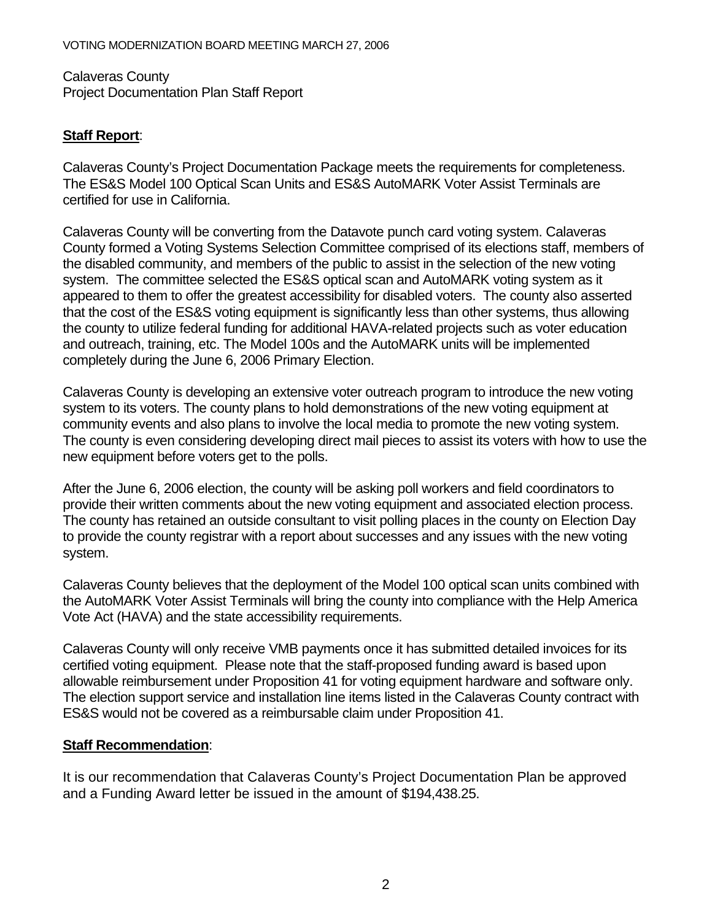VOTING MODERNIZATION BOARD MEETING MARCH 27, 2006

Calaveras County
Project Documentation Plan Staff Report

**Staff Report**:

Calaveras County's Project Documentation Package meets the requirements for completeness. The ES&S Model 100 Optical Scan Units and ES&S AutoMARK Voter Assist Terminals are certified for use in California.

Calaveras County will be converting from the Datavote punch card voting system. Calaveras County formed a Voting Systems Selection Committee comprised of its elections staff, members of the disabled community, and members of the public to assist in the selection of the new voting system. The committee selected the ES&S optical scan and AutoMARK voting system as it appeared to them to offer the greatest accessibility for disabled voters. The county also asserted that the cost of the ES&S voting equipment is significantly less than other systems, thus allowing the county to utilize federal funding for additional HAVA-related projects such as voter education and outreach, training, etc. The Model 100s and the AutoMARK units will be implemented completely during the June 6, 2006 Primary Election.

Calaveras County is developing an extensive voter outreach program to introduce the new voting system to its voters. The county plans to hold demonstrations of the new voting equipment at community events and also plans to involve the local media to promote the new voting system. The county is even considering developing direct mail pieces to assist its voters with how to use the new equipment before voters get to the polls.

After the June 6, 2006 election, the county will be asking poll workers and field coordinators to provide their written comments about the new voting equipment and associated election process. The county has retained an outside consultant to visit polling places in the county on Election Day to provide the county registrar with a report about successes and any issues with the new voting system.

Calaveras County believes that the deployment of the Model 100 optical scan units combined with the AutoMARK Voter Assist Terminals will bring the county into compliance with the Help America Vote Act (HAVA) and the state accessibility requirements.

Calaveras County will only receive VMB payments once it has submitted detailed invoices for its certified voting equipment. Please note that the staff-proposed funding award is based upon allowable reimbursement under Proposition 41 for voting equipment hardware and software only. The election support service and installation line items listed in the Calaveras County contract with ES&S would not be covered as a reimbursable claim under Proposition 41.

**Staff Recommendation**:

It is our recommendation that Calaveras County's Project Documentation Plan be approved and a Funding Award letter be issued in the amount of $194,438.25.